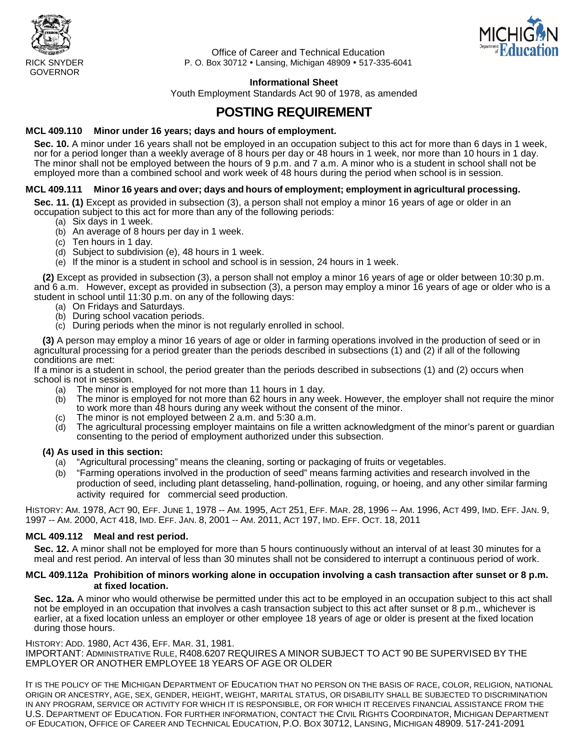RICK SNYDER
GOVERNOR

Office of Career and Technical Education
P. O. Box 30712 • Lansing, Michigan 48909 • 517-335-6041

**Informational Sheet**

Youth Employment Standards Act 90 of 1978, as amended

# POSTING REQUIREMENT

### MCL 409.110 Minor under 16 years; days and hours of employment.

**Sec. 10.** A minor under 16 years shall not be employed in an occupation subject to this act for more than 6 days in 1 week, nor for a period longer than a weekly average of 8 hours per day or 48 hours in 1 week, nor more than 10 hours in 1 day. The minor shall not be employed between the hours of 9 p.m. and 7 a.m. A minor who is a student in school shall not be employed more than a combined school and work week of 48 hours during the period when school is in session.

### MCL 409.111 Minor 16 years and over; days and hours of employment; employment in agricultural processing.

**Sec. 11. (1)** Except as provided in subsection (3), a person shall not employ a minor 16 years of age or older in an occupation subject to this act for more than any of the following periods:

(a) Six days in 1 week.
(b) An average of 8 hours per day in 1 week.
(c) Ten hours in 1 day.
(d) Subject to subdivision (e), 48 hours in 1 week.
(e) If the minor is a student in school and school is in session, 24 hours in 1 week.

**(2)** Except as provided in subsection (3), a person shall not employ a minor 16 years of age or older between 10:30 p.m. and 6 a.m. However, except as provided in subsection (3), a person may employ a minor 16 years of age or older who is a student in school until 11:30 p.m. on any of the following days:

(a) On Fridays and Saturdays.
(b) During school vacation periods.
(c) During periods when the minor is not regularly enrolled in school.

**(3)** A person may employ a minor 16 years of age or older in farming operations involved in the production of seed or in agricultural processing for a period greater than the periods described in subsections (1) and (2) if all of the following conditions are met:

If a minor is a student in school, the period greater than the periods described in subsections (1) and (2) occurs when school is not in session.

(a) The minor is employed for not more than 11 hours in 1 day.
(b) The minor is employed for not more than 62 hours in any week. However, the employer shall not require the minor to work more than 48 hours during any week without the consent of the minor.
(c) The minor is not employed between 2 a.m. and 5:30 a.m.
(d) The agricultural processing employer maintains on file a written acknowledgment of the minor's parent or guardian consenting to the period of employment authorized under this subsection.

**(4) As used in this section:**

(a) "Agricultural processing" means the cleaning, sorting or packaging of fruits or vegetables.
(b) "Farming operations involved in the production of seed" means farming activities and research involved in the production of seed, including plant detasseling, hand-pollination, roguing, or hoeing, and any other similar farming activity required for commercial seed production.

HISTORY: AM. 1978, ACT 90, EFF. JUNE 1, 1978 -- AM. 1995, ACT 251, EFF. MAR. 28, 1996 -- AM. 1996, ACT 499, IMD. EFF. JAN. 9, 1997 -- AM. 2000, ACT 418, IMD. EFF. JAN. 8, 2001 -- AM. 2011, ACT 197, IMD. EFF. OCT. 18, 2011

### MCL 409.112 Meal and rest period.

**Sec. 12.** A minor shall not be employed for more than 5 hours continuously without an interval of at least 30 minutes for a meal and rest period. An interval of less than 30 minutes shall not be considered to interrupt a continuous period of work.

### MCL 409.112a Prohibition of minors working alone in occupation involving a cash transaction after sunset or 8 p.m. at fixed location.

**Sec. 12a.** A minor who would otherwise be permitted under this act to be employed in an occupation subject to this act shall not be employed in an occupation that involves a cash transaction subject to this act after sunset or 8 p.m., whichever is earlier, at a fixed location unless an employer or other employee 18 years of age or older is present at the fixed location during those hours.

HISTORY: ADD. 1980, ACT 436, EFF. MAR. 31, 1981.

IMPORTANT: ADMINISTRATIVE RULE, R408.6207 REQUIRES A MINOR SUBJECT TO ACT 90 BE SUPERVISED BY THE EMPLOYER OR ANOTHER EMPLOYEE 18 YEARS OF AGE OR OLDER

IT IS THE POLICY OF THE MICHIGAN DEPARTMENT OF EDUCATION THAT NO PERSON ON THE BASIS OF RACE, COLOR, RELIGION, NATIONAL ORIGIN OR ANCESTRY, AGE, SEX, GENDER, HEIGHT, WEIGHT, MARITAL STATUS, OR DISABILITY SHALL BE SUBJECTED TO DISCRIMINATION IN ANY PROGRAM, SERVICE OR ACTIVITY FOR WHICH IT IS RESPONSIBLE, OR FOR WHICH IT RECEIVES FINANCIAL ASSISTANCE FROM THE U.S. DEPARTMENT OF EDUCATION. FOR FURTHER INFORMATION, CONTACT THE CIVIL RIGHTS COORDINATOR, MICHIGAN DEPARTMENT OF EDUCATION, OFFICE OF CAREER AND TECHNICAL EDUCATION, P.O. BOX 30712, LANSING, MICHIGAN 48909. 517-241-2091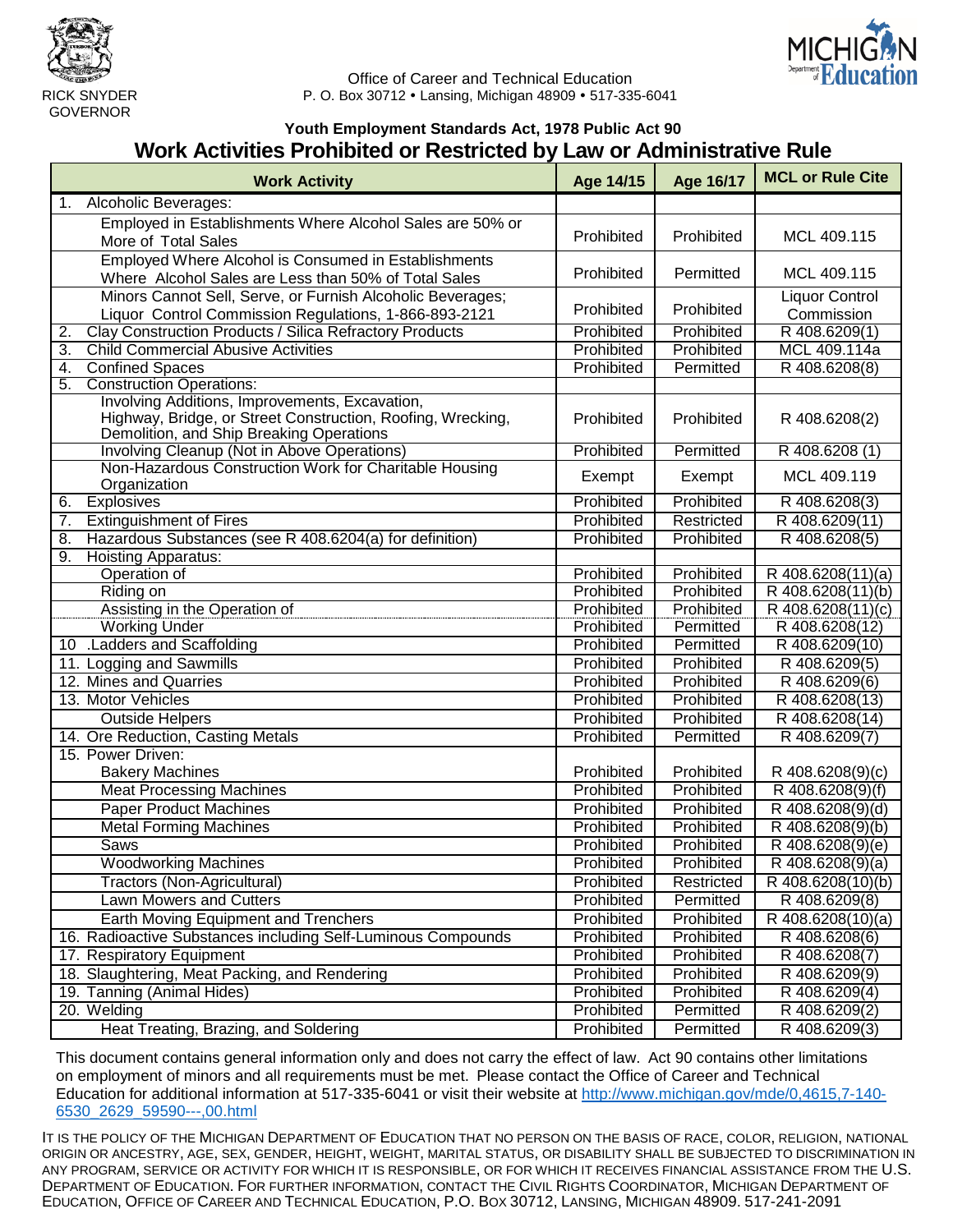RICK SNYDER
GOVERNOR

Office of Career and Technical Education
P. O. Box 30712 • Lansing, Michigan 48909 • 517-335-6041

### Youth Employment Standards Act, 1978 Public Act 90

## Work Activities Prohibited or Restricted by Law or Administrative Rule

| Work Activity | Age 14/15 | Age 16/17 | MCL or Rule Cite |
|---|---|---|---|
| 1. Alcoholic Beverages: | | | |
| Employed in Establishments Where Alcohol Sales are 50% or More of Total Sales | Prohibited | Prohibited | MCL 409.115 |
| Employed Where Alcohol is Consumed in Establishments Where Alcohol Sales are Less than 50% of Total Sales | Prohibited | Permitted | MCL 409.115 |
| Minors Cannot Sell, Serve, or Furnish Alcoholic Beverages; Liquor Control Commission Regulations, 1-866-893-2121 | Prohibited | Prohibited | Liquor Control Commission |
| 2. Clay Construction Products / Silica Refractory Products | Prohibited | Prohibited | R 408.6209(1) |
| 3. Child Commercial Abusive Activities | Prohibited | Prohibited | MCL 409.114a |
| 4. Confined Spaces | Prohibited | Permitted | R 408.6208(8) |
| 5. Construction Operations: | | | |
| Involving Additions, Improvements, Excavation, Highway, Bridge, or Street Construction, Roofing, Wrecking, Demolition, and Ship Breaking Operations | Prohibited | Prohibited | R 408.6208(2) |
| Involving Cleanup (Not in Above Operations) | Prohibited | Permitted | R 408.6208 (1) |
| Non-Hazardous Construction Work for Charitable Housing Organization | Exempt | Exempt | MCL 409.119 |
| 6. Explosives | Prohibited | Prohibited | R 408.6208(3) |
| 7. Extinguishment of Fires | Prohibited | Restricted | R 408.6209(11) |
| 8. Hazardous Substances (see R 408.6204(a) for definition) | Prohibited | Prohibited | R 408.6208(5) |
| 9. Hoisting Apparatus: | | | |
| Operation of | Prohibited | Prohibited | R 408.6208(11)(a) |
| Riding on | Prohibited | Prohibited | R 408.6208(11)(b) |
| Assisting in the Operation of | Prohibited | Prohibited | R 408.6208(11)(c) |
| Working Under | Prohibited | Permitted | R 408.6208(12) |
| 10 .Ladders and Scaffolding | Prohibited | Permitted | R 408.6209(10) |
| 11. Logging and Sawmills | Prohibited | Prohibited | R 408.6209(5) |
| 12. Mines and Quarries | Prohibited | Prohibited | R 408.6209(6) |
| 13. Motor Vehicles | Prohibited | Prohibited | R 408.6208(13) |
| Outside Helpers | Prohibited | Prohibited | R 408.6208(14) |
| 14. Ore Reduction, Casting Metals | Prohibited | Permitted | R 408.6209(7) |
| 15. Power Driven: | | | |
| Bakery Machines | Prohibited | Prohibited | R 408.6208(9)(c) |
| Meat Processing Machines | Prohibited | Prohibited | R 408.6208(9)(f) |
| Paper Product Machines | Prohibited | Prohibited | R 408.6208(9)(d) |
| Metal Forming Machines | Prohibited | Prohibited | R 408.6208(9)(b) |
| Saws | Prohibited | Prohibited | R 408.6208(9)(e) |
| Woodworking Machines | Prohibited | Prohibited | R 408.6208(9)(a) |
| Tractors (Non-Agricultural) | Prohibited | Restricted | R 408.6208(10)(b) |
| Lawn Mowers and Cutters | Prohibited | Permitted | R 408.6209(8) |
| Earth Moving Equipment and Trenchers | Prohibited | Prohibited | R 408.6208(10)(a) |
| 16. Radioactive Substances including Self-Luminous Compounds | Prohibited | Prohibited | R 408.6208(6) |
| 17. Respiratory Equipment | Prohibited | Prohibited | R 408.6208(7) |
| 18. Slaughtering, Meat Packing, and Rendering | Prohibited | Prohibited | R 408.6209(9) |
| 19. Tanning (Animal Hides) | Prohibited | Prohibited | R 408.6209(4) |
| 20. Welding | Prohibited | Permitted | R 408.6209(2) |
| Heat Treating, Brazing, and Soldering | Prohibited | Permitted | R 408.6209(3) |

This document contains general information only and does not carry the effect of law. Act 90 contains other limitations on employment of minors and all requirements must be met. Please contact the Office of Career and Technical Education for additional information at 517-335-6041 or visit their website at http://www.michigan.gov/mde/0,4615,7-140-6530_2629_59590---,00.html

IT IS THE POLICY OF THE MICHIGAN DEPARTMENT OF EDUCATION THAT NO PERSON ON THE BASIS OF RACE, COLOR, RELIGION, NATIONAL ORIGIN OR ANCESTRY, AGE, SEX, GENDER, HEIGHT, WEIGHT, MARITAL STATUS, OR DISABILITY SHALL BE SUBJECTED TO DISCRIMINATION IN ANY PROGRAM, SERVICE OR ACTIVITY FOR WHICH IT IS RESPONSIBLE, OR FOR WHICH IT RECEIVES FINANCIAL ASSISTANCE FROM THE U.S. DEPARTMENT OF EDUCATION. FOR FURTHER INFORMATION, CONTACT THE CIVIL RIGHTS COORDINATOR, MICHIGAN DEPARTMENT OF EDUCATION, OFFICE OF CAREER AND TECHNICAL EDUCATION, P.O. BOX 30712, LANSING, MICHIGAN 48909. 517-241-2091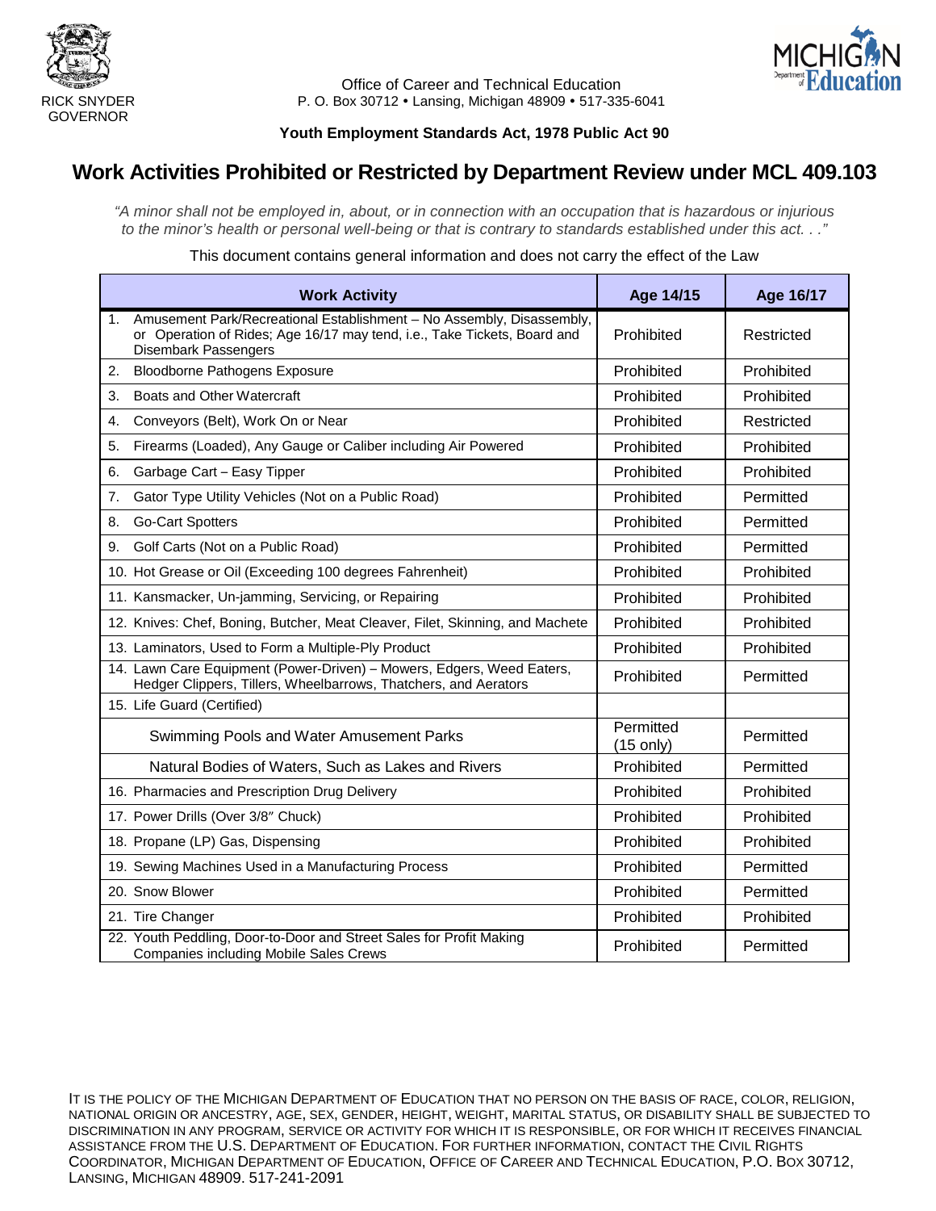RICK SNYDER
GOVERNOR

Office of Career and Technical Education
P. O. Box 30712 • Lansing, Michigan 48909 • 517-335-6041

**Youth Employment Standards Act, 1978 Public Act 90**

# Work Activities Prohibited or Restricted by Department Review under MCL 409.103

*"A minor shall not be employed in, about, or in connection with an occupation that is hazardous or injurious to the minor's health or personal well-being or that is contrary to standards established under this act. . ."*

This document contains general information and does not carry the effect of the Law

| Work Activity | Age 14/15 | Age 16/17 |
|---|---|---|
| 1. Amusement Park/Recreational Establishment – No Assembly, Disassembly, or Operation of Rides; Age 16/17 may tend, i.e., Take Tickets, Board and Disembark Passengers | Prohibited | Restricted |
| 2. Bloodborne Pathogens Exposure | Prohibited | Prohibited |
| 3. Boats and Other Watercraft | Prohibited | Prohibited |
| 4. Conveyors (Belt), Work On or Near | Prohibited | Restricted |
| 5. Firearms (Loaded), Any Gauge or Caliber including Air Powered | Prohibited | Prohibited |
| 6. Garbage Cart – Easy Tipper | Prohibited | Prohibited |
| 7. Gator Type Utility Vehicles (Not on a Public Road) | Prohibited | Permitted |
| 8. Go-Cart Spotters | Prohibited | Permitted |
| 9. Golf Carts (Not on a Public Road) | Prohibited | Permitted |
| 10. Hot Grease or Oil (Exceeding 100 degrees Fahrenheit) | Prohibited | Prohibited |
| 11. Kansmacker, Un-jamming, Servicing, or Repairing | Prohibited | Prohibited |
| 12. Knives: Chef, Boning, Butcher, Meat Cleaver, Filet, Skinning, and Machete | Prohibited | Prohibited |
| 13. Laminators, Used to Form a Multiple-Ply Product | Prohibited | Prohibited |
| 14. Lawn Care Equipment (Power-Driven) – Mowers, Edgers, Weed Eaters, Hedger Clippers, Tillers, Wheelbarrows, Thatchers, and Aerators | Prohibited | Permitted |
| 15. Life Guard (Certified) | | |
| Swimming Pools and Water Amusement Parks | Permitted (15 only) | Permitted |
| Natural Bodies of Waters, Such as Lakes and Rivers | Prohibited | Permitted |
| 16. Pharmacies and Prescription Drug Delivery | Prohibited | Prohibited |
| 17. Power Drills (Over 3/8″ Chuck) | Prohibited | Prohibited |
| 18. Propane (LP) Gas, Dispensing | Prohibited | Prohibited |
| 19. Sewing Machines Used in a Manufacturing Process | Prohibited | Permitted |
| 20. Snow Blower | Prohibited | Permitted |
| 21. Tire Changer | Prohibited | Prohibited |
| 22. Youth Peddling, Door-to-Door and Street Sales for Profit Making Companies including Mobile Sales Crews | Prohibited | Permitted |

IT IS THE POLICY OF THE MICHIGAN DEPARTMENT OF EDUCATION THAT NO PERSON ON THE BASIS OF RACE, COLOR, RELIGION, NATIONAL ORIGIN OR ANCESTRY, AGE, SEX, GENDER, HEIGHT, WEIGHT, MARITAL STATUS, OR DISABILITY SHALL BE SUBJECTED TO DISCRIMINATION IN ANY PROGRAM, SERVICE OR ACTIVITY FOR WHICH IT IS RESPONSIBLE, OR FOR WHICH IT RECEIVES FINANCIAL ASSISTANCE FROM THE U.S. DEPARTMENT OF EDUCATION. FOR FURTHER INFORMATION, CONTACT THE CIVIL RIGHTS COORDINATOR, MICHIGAN DEPARTMENT OF EDUCATION, OFFICE OF CAREER AND TECHNICAL EDUCATION, P.O. BOX 30712, LANSING, MICHIGAN 48909. 517-241-2091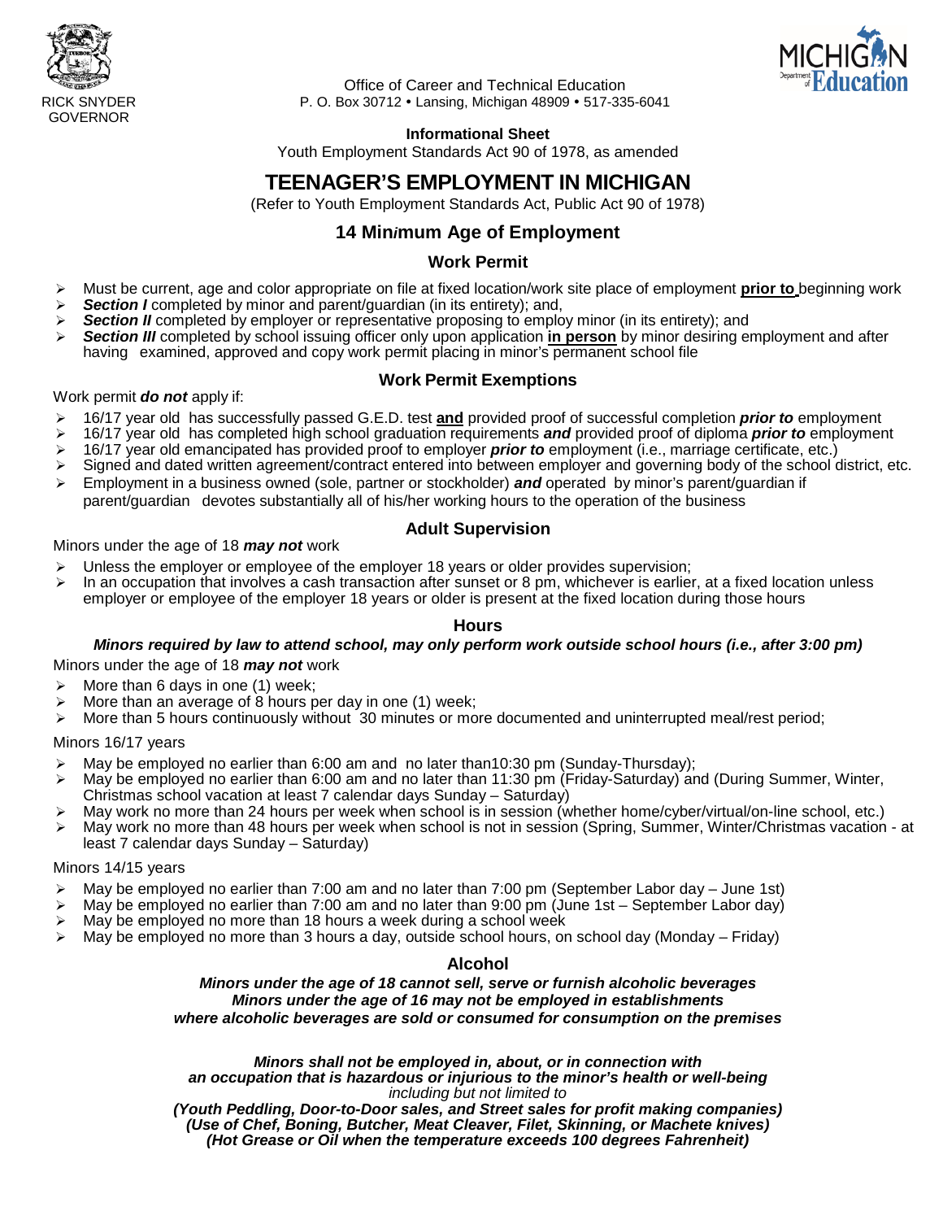RICK SNYDER
GOVERNOR

Office of Career and Technical Education
P. O. Box 30712 • Lansing, Michigan 48909 • 517-335-6041

**Informational Sheet**
Youth Employment Standards Act 90 of 1978, as amended

# TEENAGER'S EMPLOYMENT IN MICHIGAN

(Refer to Youth Employment Standards Act, Public Act 90 of 1978)

## 14 Min*i*mum Age of Employment

### Work Permit

- Must be current, age and color appropriate on file at fixed location/work site place of employment **prior to** beginning work
- ***Section I*** completed by minor and parent/guardian (in its entirety); and,
- ***Section II*** completed by employer or representative proposing to employ minor (in its entirety); and
- ***Section III*** completed by school issuing officer only upon application **in person** by minor desiring employment and after having examined, approved and copy work permit placing in minor's permanent school file

### Work Permit Exemptions

Work permit ***do not*** apply if:

- 16/17 year old has successfully passed G.E.D. test **and** provided proof of successful completion ***prior to*** employment
- 16/17 year old has completed high school graduation requirements ***and*** provided proof of diploma ***prior to*** employment
- 16/17 year old emancipated has provided proof to employer ***prior to*** employment (i.e., marriage certificate, etc.)
- Signed and dated written agreement/contract entered into between employer and governing body of the school district, etc.
- Employment in a business owned (sole, partner or stockholder) ***and*** operated by minor's parent/guardian if parent/guardian devotes substantially all of his/her working hours to the operation of the business

### Adult Supervision

Minors under the age of 18 ***may not*** work

- Unless the employer or employee of the employer 18 years or older provides supervision;
- In an occupation that involves a cash transaction after sunset or 8 pm, whichever is earlier, at a fixed location unless employer or employee of the employer 18 years or older is present at the fixed location during those hours

### Hours

***Minors required by law to attend school, may only perform work outside school hours (i.e., after 3:00 pm)***

Minors under the age of 18 ***may not*** work

- More than 6 days in one (1) week;
- More than an average of 8 hours per day in one (1) week;
- More than 5 hours continuously without 30 minutes or more documented and uninterrupted meal/rest period;

Minors 16/17 years

- May be employed no earlier than 6:00 am and no later than10:30 pm (Sunday-Thursday);
- May be employed no earlier than 6:00 am and no later than 11:30 pm (Friday-Saturday) and (During Summer, Winter, Christmas school vacation at least 7 calendar days Sunday – Saturday)
- May work no more than 24 hours per week when school is in session (whether home/cyber/virtual/on-line school, etc.)
- May work no more than 48 hours per week when school is not in session (Spring, Summer, Winter/Christmas vacation - at least 7 calendar days Sunday – Saturday)

Minors 14/15 years

- May be employed no earlier than 7:00 am and no later than 7:00 pm (September Labor day – June 1st)
- May be employed no earlier than 7:00 am and no later than 9:00 pm (June 1st – September Labor day)
- May be employed no more than 18 hours a week during a school week
- May be employed no more than 3 hours a day, outside school hours, on school day (Monday – Friday)

### Alcohol

***Minors under the age of 18 cannot sell, serve or furnish alcoholic beverages***
***Minors under the age of 16 may not be employed in establishments where alcoholic beverages are sold or consumed for consumption on the premises***

***Minors shall not be employed in, about, or in connection with an occupation that is hazardous or injurious to the minor's health or well-being***
*including but not limited to*
***(Youth Peddling, Door-to-Door sales, and Street sales for profit making companies)***
***(Use of Chef, Boning, Butcher, Meat Cleaver, Filet, Skinning, or Machete knives)***
***(Hot Grease or Oil when the temperature exceeds 100 degrees Fahrenheit)***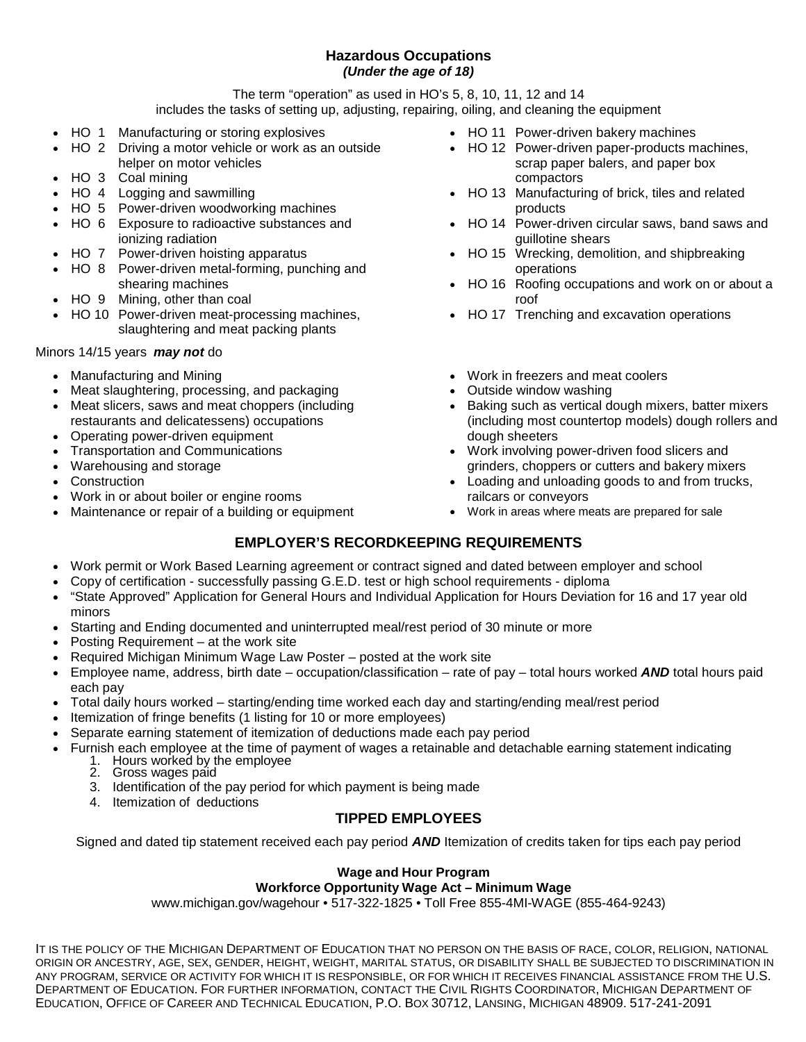## Hazardous Occupations
***(Under the age of 18)***

The term "operation" as used in HO's 5, 8, 10, 11, 12 and 14 includes the tasks of setting up, adjusting, repairing, oiling, and cleaning the equipment

- HO 1 Manufacturing or storing explosives
- HO 2 Driving a motor vehicle or work as an outside helper on motor vehicles
- HO 3 Coal mining
- HO 4 Logging and sawmilling
- HO 5 Power-driven woodworking machines
- HO 6 Exposure to radioactive substances and ionizing radiation
- HO 7 Power-driven hoisting apparatus
- HO 8 Power-driven metal-forming, punching and shearing machines
- HO 9 Mining, other than coal
- HO 10 Power-driven meat-processing machines, slaughtering and meat packing plants
- HO 11 Power-driven bakery machines
- HO 12 Power-driven paper-products machines, scrap paper balers, and paper box compactors
- HO 13 Manufacturing of brick, tiles and related products
- HO 14 Power-driven circular saws, band saws and guillotine shears
- HO 15 Wrecking, demolition, and shipbreaking operations
- HO 16 Roofing occupations and work on or about a roof
- HO 17 Trenching and excavation operations

Minors 14/15 years ***may not*** do

- Manufacturing and Mining
- Meat slaughtering, processing, and packaging
- Meat slicers, saws and meat choppers (including restaurants and delicatessens) occupations
- Operating power-driven equipment
- Transportation and Communications
- Warehousing and storage
- Construction
- Work in or about boiler or engine rooms
- Maintenance or repair of a building or equipment
- Work in freezers and meat coolers
- Outside window washing
- Baking such as vertical dough mixers, batter mixers (including most countertop models) dough rollers and dough sheeters
- Work involving power-driven food slicers and grinders, choppers or cutters and bakery mixers
- Loading and unloading goods to and from trucks, railcars or conveyors
- Work in areas where meats are prepared for sale

## EMPLOYER'S RECORDKEEPING REQUIREMENTS

- Work permit or Work Based Learning agreement or contract signed and dated between employer and school
- Copy of certification - successfully passing G.E.D. test or high school requirements - diploma
- "State Approved" Application for General Hours and Individual Application for Hours Deviation for 16 and 17 year old minors
- Starting and Ending documented and uninterrupted meal/rest period of 30 minute or more
- Posting Requirement – at the work site
- Required Michigan Minimum Wage Law Poster – posted at the work site
- Employee name, address, birth date – occupation/classification – rate of pay – total hours worked ***AND*** total hours paid each pay
- Total daily hours worked – starting/ending time worked each day and starting/ending meal/rest period
- Itemization of fringe benefits (1 listing for 10 or more employees)
- Separate earning statement of itemization of deductions made each pay period
- Furnish each employee at the time of payment of wages a retainable and detachable earning statement indicating
    1. Hours worked by the employee
    2. Gross wages paid
    3. Identification of the pay period for which payment is being made
    4. Itemization of deductions

## TIPPED EMPLOYEES

Signed and dated tip statement received each pay period ***AND*** Itemization of credits taken for tips each pay period

**Wage and Hour Program**
**Workforce Opportunity Wage Act – Minimum Wage**
www.michigan.gov/wagehour • 517-322-1825 • Toll Free 855-4MI-WAGE (855-464-9243)

IT IS THE POLICY OF THE MICHIGAN DEPARTMENT OF EDUCATION THAT NO PERSON ON THE BASIS OF RACE, COLOR, RELIGION, NATIONAL ORIGIN OR ANCESTRY, AGE, SEX, GENDER, HEIGHT, WEIGHT, MARITAL STATUS, OR DISABILITY SHALL BE SUBJECTED TO DISCRIMINATION IN ANY PROGRAM, SERVICE OR ACTIVITY FOR WHICH IT IS RESPONSIBLE, OR FOR WHICH IT RECEIVES FINANCIAL ASSISTANCE FROM THE U.S. DEPARTMENT OF EDUCATION. FOR FURTHER INFORMATION, CONTACT THE CIVIL RIGHTS COORDINATOR, MICHIGAN DEPARTMENT OF EDUCATION, OFFICE OF CAREER AND TECHNICAL EDUCATION, P.O. BOX 30712, LANSING, MICHIGAN 48909. 517-241-2091